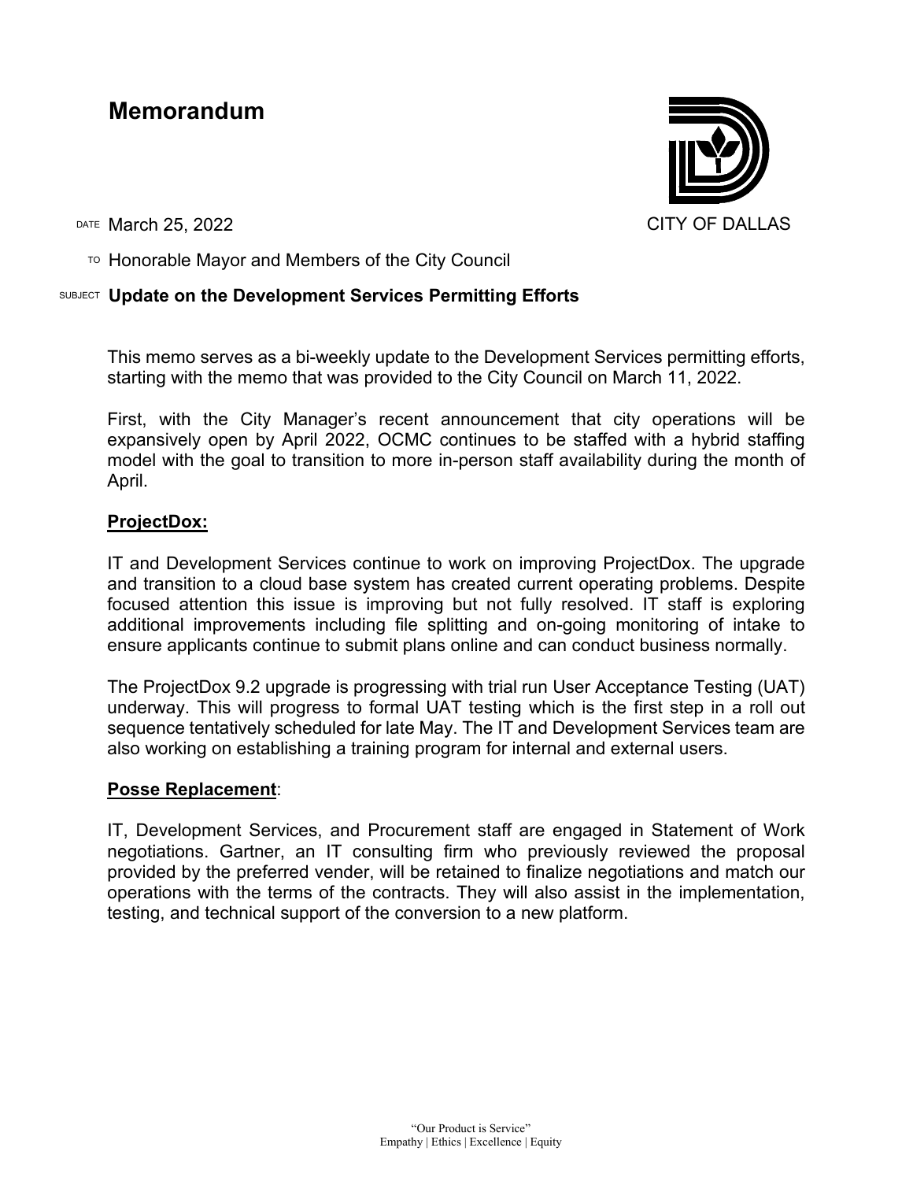# Memorandum

CITY OF DALLAS

DATE March 25, 2022

TO Honorable Mayor and Members of the City Council

SUBJECT **Update on the Development Services Permitting Efforts**

This memo serves as a bi-weekly update to the Development Services permitting efforts, starting with the memo that was provided to the City Council on March 11, 2022.

First, with the City Manager's recent announcement that city operations will be expansively open by April 2022, OCMC continues to be staffed with a hybrid staffing model with the goal to transition to more in-person staff availability during the month of April.

**ProjectDox:**

IT and Development Services continue to work on improving ProjectDox. The upgrade and transition to a cloud base system has created current operating problems. Despite focused attention this issue is improving but not fully resolved. IT staff is exploring additional improvements including file splitting and on-going monitoring of intake to ensure applicants continue to submit plans online and can conduct business normally.

The ProjectDox 9.2 upgrade is progressing with trial run User Acceptance Testing (UAT) underway. This will progress to formal UAT testing which is the first step in a roll out sequence tentatively scheduled for late May. The IT and Development Services team are also working on establishing a training program for internal and external users.

**Posse Replacement**:

IT, Development Services, and Procurement staff are engaged in Statement of Work negotiations. Gartner, an IT consulting firm who previously reviewed the proposal provided by the preferred vender, will be retained to finalize negotiations and match our operations with the terms of the contracts. They will also assist in the implementation, testing, and technical support of the conversion to a new platform.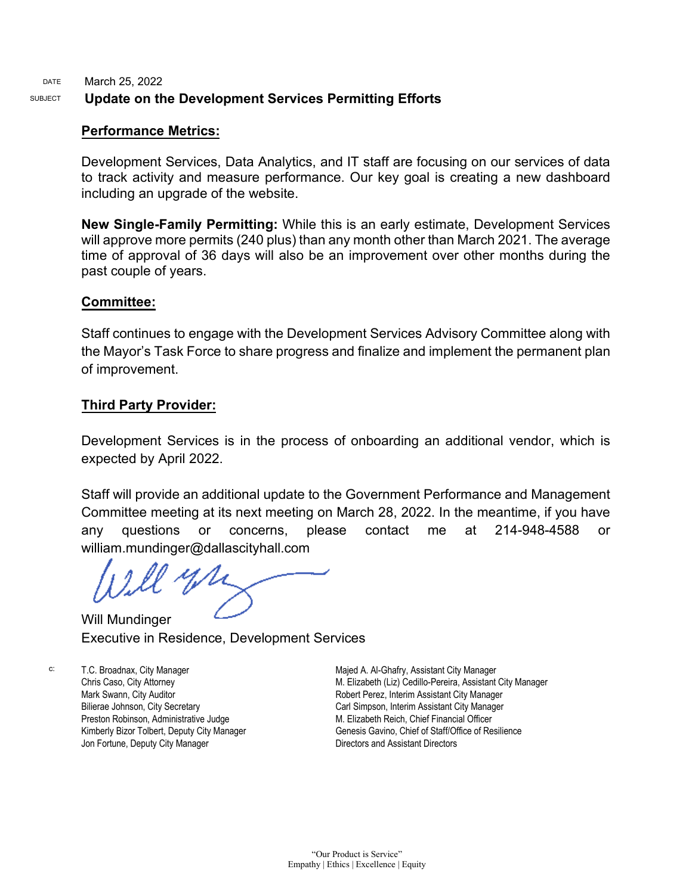DATE March 25, 2022

SUBJECT **Update on the Development Services Permitting Efforts**

**Performance Metrics:**

Development Services, Data Analytics, and IT staff are focusing on our services of data to track activity and measure performance. Our key goal is creating a new dashboard including an upgrade of the website.

**New Single-Family Permitting:** While this is an early estimate, Development Services will approve more permits (240 plus) than any month other than March 2021. The average time of approval of 36 days will also be an improvement over other months during the past couple of years.

**Committee:**

Staff continues to engage with the Development Services Advisory Committee along with the Mayor's Task Force to share progress and finalize and implement the permanent plan of improvement.

**Third Party Provider:**

Development Services is in the process of onboarding an additional vendor, which is expected by April 2022.

Staff will provide an additional update to the Government Performance and Management Committee meeting at its next meeting on March 28, 2022. In the meantime, if you have any questions or concerns, please contact me at 214-948-4588 or william.mundinger@dallascityhall.com

Will Mundinger
Executive in Residence, Development Services

c:
T.C. Broadnax, City Manager
Chris Caso, City Attorney
Mark Swann, City Auditor
Bilierae Johnson, City Secretary
Preston Robinson, Administrative Judge
Kimberly Bizor Tolbert, Deputy City Manager
Jon Fortune, Deputy City Manager
Majed A. Al-Ghafry, Assistant City Manager
M. Elizabeth (Liz) Cedillo-Pereira, Assistant City Manager
Robert Perez, Interim Assistant City Manager
Carl Simpson, Interim Assistant City Manager
M. Elizabeth Reich, Chief Financial Officer
Genesis Gavino, Chief of Staff/Office of Resilience
Directors and Assistant Directors

"Our Product is Service"
Empathy | Ethics | Excellence | Equity